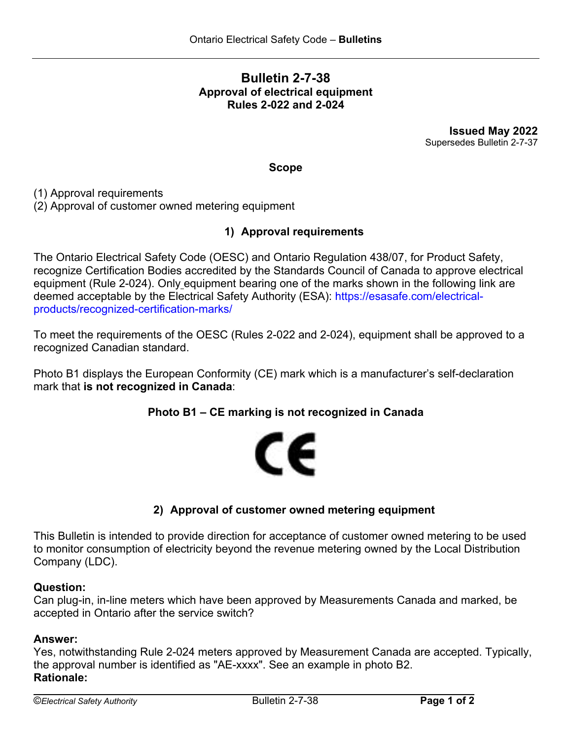# Bulletin 2-7-38

## Approval of electrical equipment
## Rules 2-022 and 2-024

**Issued May 2022**
Supersedes Bulletin 2-7-37

### Scope

(1) Approval requirements
(2) Approval of customer owned metering equipment

### 1) Approval requirements

The Ontario Electrical Safety Code (OESC) and Ontario Regulation 438/07, for Product Safety, recognize Certification Bodies accredited by the Standards Council of Canada to approve electrical equipment (Rule 2-024). Only equipment bearing one of the marks shown in the following link are deemed acceptable by the Electrical Safety Authority (ESA): https://esasafe.com/electrical-products/recognized-certification-marks/

To meet the requirements of the OESC (Rules 2-022 and 2-024), equipment shall be approved to a recognized Canadian standard.

Photo B1 displays the European Conformity (CE) mark which is a manufacturer's self-declaration mark that **is not recognized in Canada**:

**Photo B1 – CE marking is not recognized in Canada**

CE

### 2) Approval of customer owned metering equipment

This Bulletin is intended to provide direction for acceptance of customer owned metering to be used to monitor consumption of electricity beyond the revenue metering owned by the Local Distribution Company (LDC).

**Question:**
Can plug-in, in-line meters which have been approved by Measurements Canada and marked, be accepted in Ontario after the service switch?

**Answer:**
Yes, notwithstanding Rule 2-024 meters approved by Measurement Canada are accepted. Typically, the approval number is identified as "AE-xxxx". See an example in photo B2.

**Rationale:**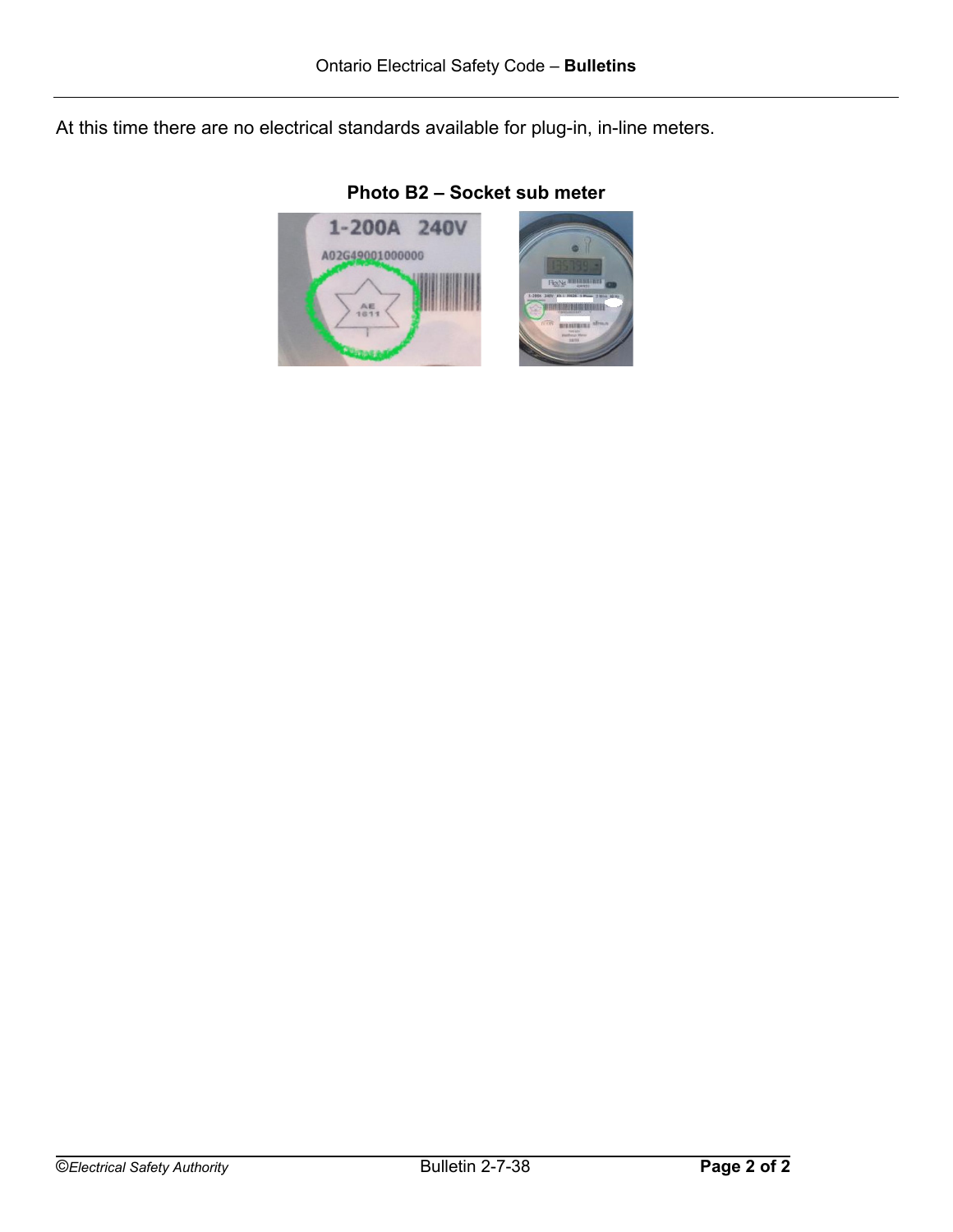At this time there are no electrical standards available for plug-in, in-line meters.

**Photo B2 – Socket sub meter**